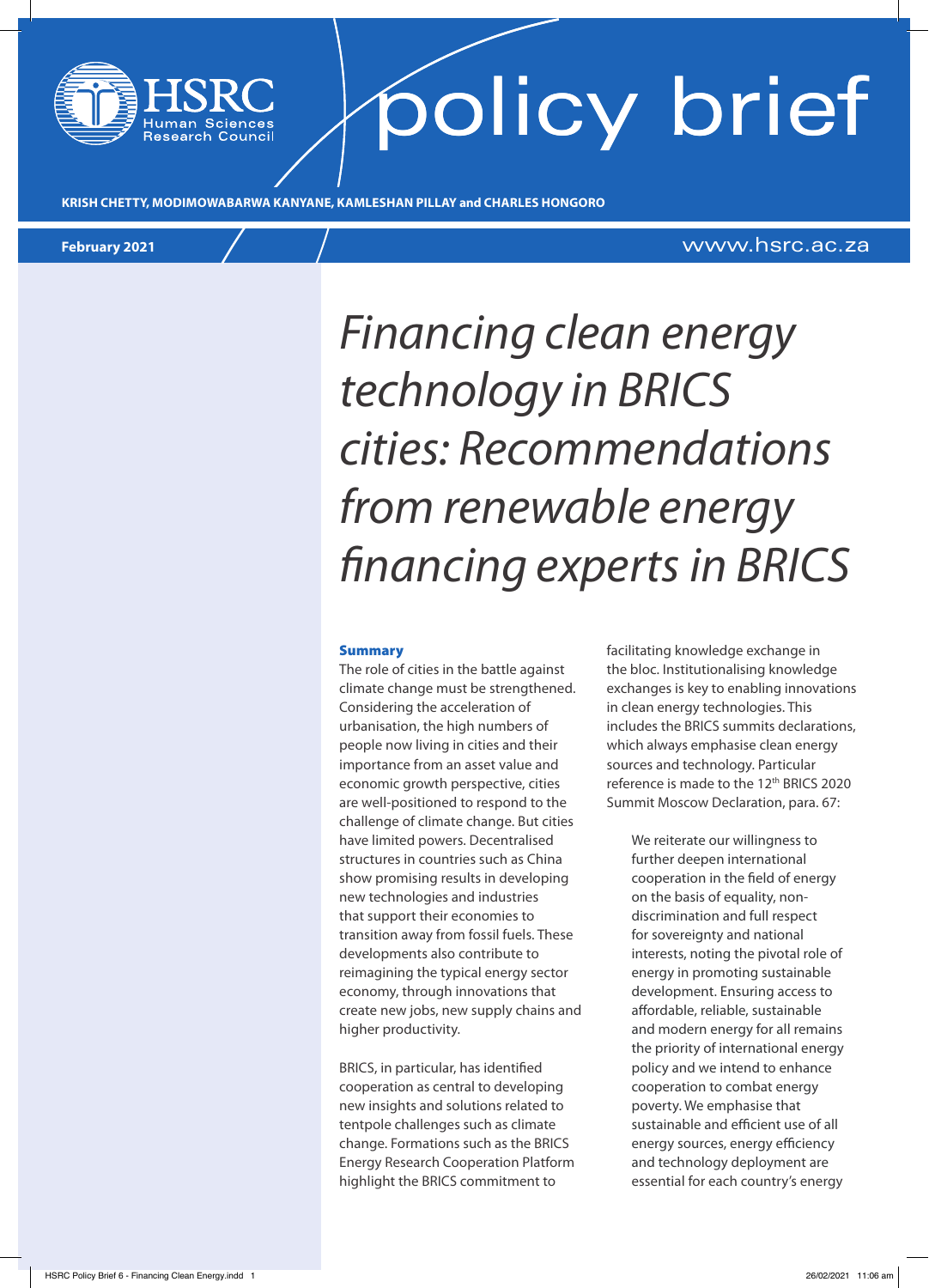policy brief

**KRISH CHETTY, MODIMOWABARWA KANYANE, KAMLESHAN PILLAY and CHARLES HONGORO**

**February 2021**

# *Financing clean energy technology in BRICS cities: Recommendations from renewable energy financing experts in BRICS*

## Summary

The role of cities in the battle against climate change must be strengthened. Considering the acceleration of urbanisation, the high numbers of people now living in cities and their importance from an asset value and economic growth perspective, cities are well-positioned to respond to the challenge of climate change. But cities have limited powers. Decentralised structures in countries such as China show promising results in developing new technologies and industries that support their economies to transition away from fossil fuels. These developments also contribute to reimagining the typical energy sector economy, through innovations that create new jobs, new supply chains and higher productivity.

BRICS, in particular, has identified cooperation as central to developing new insights and solutions related to tentpole challenges such as climate change. Formations such as the BRICS Energy Research Cooperation Platform highlight the BRICS commitment to facilitating knowledge exchange in the bloc. Institutionalising knowledge exchanges is key to enabling innovations in clean energy technologies. This includes the BRICS summits declarations, which always emphasise clean energy sources and technology. Particular reference is made to the 12th BRICS 2020 Summit Moscow Declaration, para. 67:

> We reiterate our willingness to further deepen international cooperation in the field of energy on the basis of equality, non-discrimination and full respect for sovereignty and national interests, noting the pivotal role of energy in promoting sustainable development. Ensuring access to affordable, reliable, sustainable and modern energy for all remains the priority of international energy policy and we intend to enhance cooperation to combat energy poverty. We emphasise that sustainable and efficient use of all energy sources, energy efficiency and technology deployment are essential for each country's energy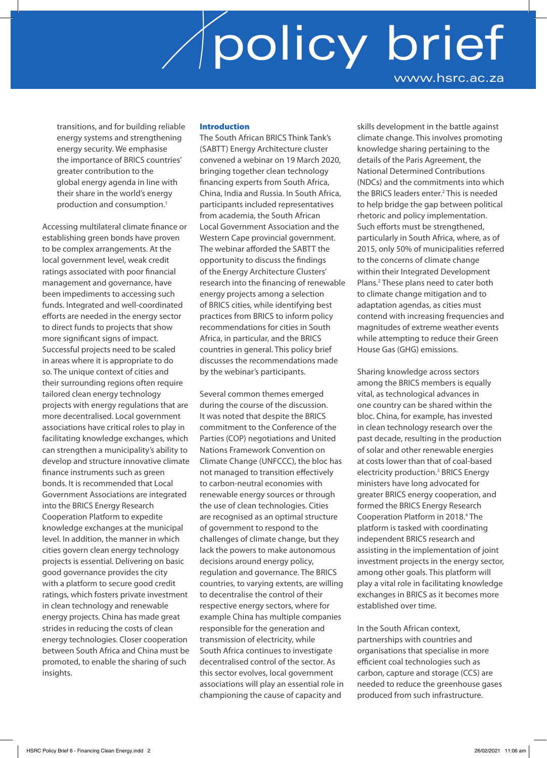transitions, and for building reliable energy systems and strengthening energy security. We emphasise the importance of BRICS countries' greater contribution to the global energy agenda in line with their share in the world's energy production and consumption.[1]

Accessing multilateral climate finance or establishing green bonds have proven to be complex arrangements. At the local government level, weak credit ratings associated with poor financial management and governance, have been impediments to accessing such funds. Integrated and well-coordinated efforts are needed in the energy sector to direct funds to projects that show more significant signs of impact. Successful projects need to be scaled in areas where it is appropriate to do so. The unique context of cities and their surrounding regions often require tailored clean energy technology projects with energy regulations that are more decentralised. Local government associations have critical roles to play in facilitating knowledge exchanges, which can strengthen a municipality's ability to develop and structure innovative climate finance instruments such as green bonds. It is recommended that Local Government Associations are integrated into the BRICS Energy Research Cooperation Platform to expedite knowledge exchanges at the municipal level. In addition, the manner in which cities govern clean energy technology projects is essential. Delivering on basic good governance provides the city with a platform to secure good credit ratings, which fosters private investment in clean technology and renewable energy projects. China has made great strides in reducing the costs of clean energy technologies. Closer cooperation between South Africa and China must be promoted, to enable the sharing of such insights.

## Introduction

The South African BRICS Think Tank's (SABTT) Energy Architecture cluster convened a webinar on 19 March 2020, bringing together clean technology financing experts from South Africa, China, India and Russia. In South Africa, participants included representatives from academia, the South African Local Government Association and the Western Cape provincial government. The webinar afforded the SABTT the opportunity to discuss the findings of the Energy Architecture Clusters' research into the financing of renewable energy projects among a selection of BRICS cities, while identifying best practices from BRICS to inform policy recommendations for cities in South Africa, in particular, and the BRICS countries in general. This policy brief discusses the recommendations made by the webinar's participants.

Several common themes emerged during the course of the discussion. It was noted that despite the BRICS commitment to the Conference of the Parties (COP) negotiations and United Nations Framework Convention on Climate Change (UNFCCC), the bloc has not managed to transition effectively to carbon-neutral economies with renewable energy sources or through the use of clean technologies. Cities are recognised as an optimal structure of government to respond to the challenges of climate change, but they lack the powers to make autonomous decisions around energy policy, regulation and governance. The BRICS countries, to varying extents, are willing to decentralise the control of their respective energy sectors, where for example China has multiple companies responsible for the generation and transmission of electricity, while South Africa continues to investigate decentralised control of the sector. As this sector evolves, local government associations will play an essential role in championing the cause of capacity and skills development in the battle against climate change. This involves promoting knowledge sharing pertaining to the details of the Paris Agreement, the National Determined Contributions (NDCs) and the commitments into which the BRICS leaders enter.[2] This is needed to help bridge the gap between political rhetoric and policy implementation. Such efforts must be strengthened, particularly in South Africa, where, as of 2015, only 50% of municipalities referred to the concerns of climate change within their Integrated Development Plans.[2] These plans need to cater both to climate change mitigation and to adaptation agendas, as cities must contend with increasing frequencies and magnitudes of extreme weather events while attempting to reduce their Green House Gas (GHG) emissions.

Sharing knowledge across sectors among the BRICS members is equally vital, as technological advances in one country can be shared within the bloc. China, for example, has invested in clean technology research over the past decade, resulting in the production of solar and other renewable energies at costs lower than that of coal-based electricity production.[3] BRICS Energy ministers have long advocated for greater BRICS energy cooperation, and formed the BRICS Energy Research Cooperation Platform in 2018.[4] The platform is tasked with coordinating independent BRICS research and assisting in the implementation of joint investment projects in the energy sector, among other goals. This platform will play a vital role in facilitating knowledge exchanges in BRICS as it becomes more established over time.

In the South African context, partnerships with countries and organisations that specialise in more efficient coal technologies such as carbon, capture and storage (CCS) are needed to reduce the greenhouse gases produced from such infrastructure.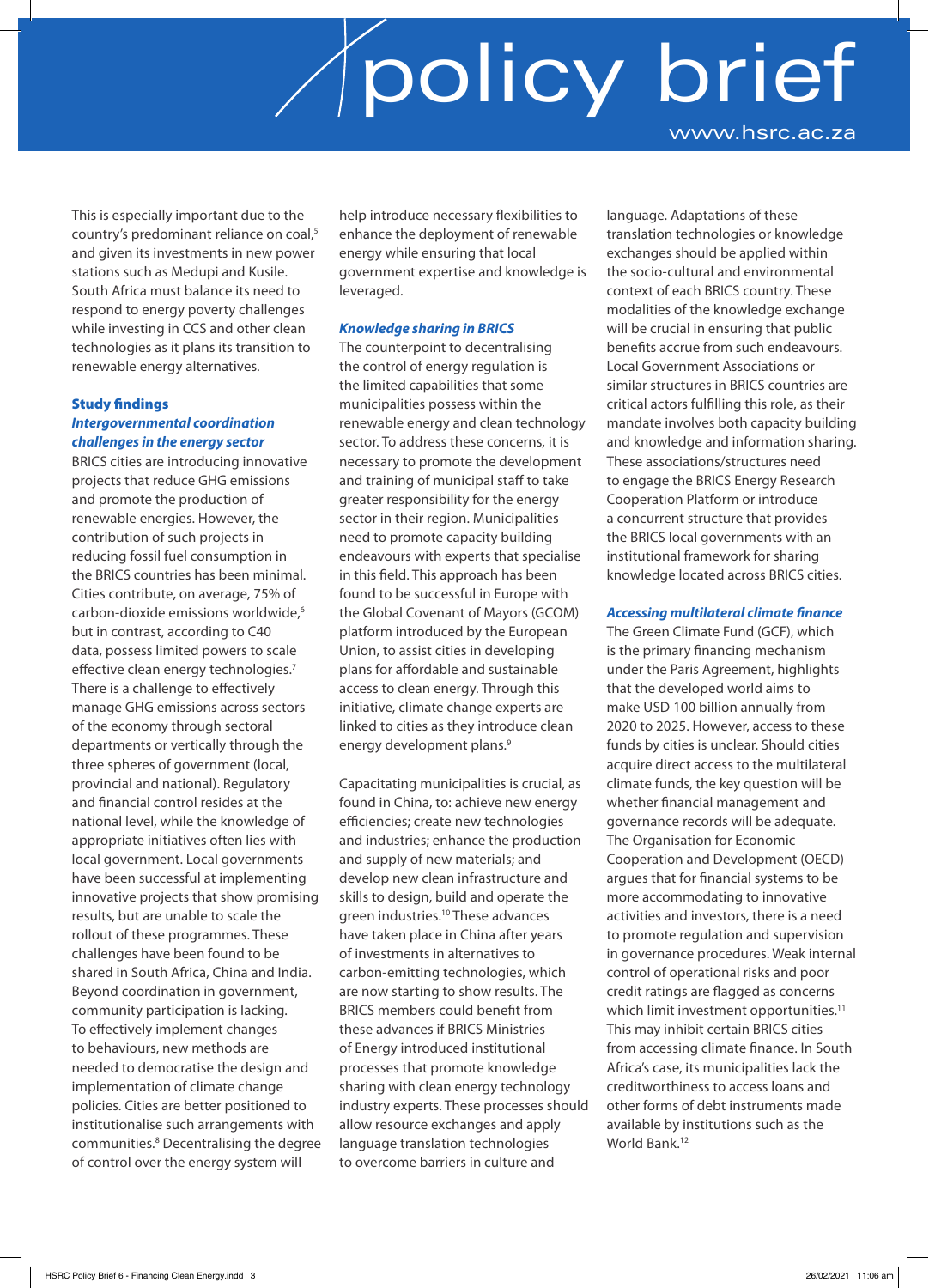This is especially important due to the country's predominant reliance on coal,[5] and given its investments in new power stations such as Medupi and Kusile. South Africa must balance its need to respond to energy poverty challenges while investing in CCS and other clean technologies as it plans its transition to renewable energy alternatives.

## Study findings

### *Intergovernmental coordination challenges in the energy sector*

BRICS cities are introducing innovative projects that reduce GHG emissions and promote the production of renewable energies. However, the contribution of such projects in reducing fossil fuel consumption in the BRICS countries has been minimal. Cities contribute, on average, 75% of carbon-dioxide emissions worldwide,[6] but in contrast, according to C40 data, possess limited powers to scale effective clean energy technologies.[7] There is a challenge to effectively manage GHG emissions across sectors of the economy through sectoral departments or vertically through the three spheres of government (local, provincial and national). Regulatory and financial control resides at the national level, while the knowledge of appropriate initiatives often lies with local government. Local governments have been successful at implementing innovative projects that show promising results, but are unable to scale the rollout of these programmes. These challenges have been found to be shared in South Africa, China and India. Beyond coordination in government, community participation is lacking. To effectively implement changes to behaviours, new methods are needed to democratise the design and implementation of climate change policies. Cities are better positioned to institutionalise such arrangements with communities.[8] Decentralising the degree of control over the energy system will help introduce necessary flexibilities to enhance the deployment of renewable energy while ensuring that local government expertise and knowledge is leveraged.

### *Knowledge sharing in BRICS*

The counterpoint to decentralising the control of energy regulation is the limited capabilities that some municipalities possess within the renewable energy and clean technology sector. To address these concerns, it is necessary to promote the development and training of municipal staff to take greater responsibility for the energy sector in their region. Municipalities need to promote capacity building endeavours with experts that specialise in this field. This approach has been found to be successful in Europe with the Global Covenant of Mayors (GCOM) platform introduced by the European Union, to assist cities in developing plans for affordable and sustainable access to clean energy. Through this initiative, climate change experts are linked to cities as they introduce clean energy development plans.[9]

Capacitating municipalities is crucial, as found in China, to: achieve new energy efficiencies; create new technologies and industries; enhance the production and supply of new materials; and develop new clean infrastructure and skills to design, build and operate the green industries.[10] These advances have taken place in China after years of investments in alternatives to carbon-emitting technologies, which are now starting to show results. The BRICS members could benefit from these advances if BRICS Ministries of Energy introduced institutional processes that promote knowledge sharing with clean energy technology industry experts. These processes should allow resource exchanges and apply language translation technologies to overcome barriers in culture and language. Adaptations of these translation technologies or knowledge exchanges should be applied within the socio-cultural and environmental context of each BRICS country. These modalities of the knowledge exchange will be crucial in ensuring that public benefits accrue from such endeavours. Local Government Associations or similar structures in BRICS countries are critical actors fulfilling this role, as their mandate involves both capacity building and knowledge and information sharing. These associations/structures need to engage the BRICS Energy Research Cooperation Platform or introduce a concurrent structure that provides the BRICS local governments with an institutional framework for sharing knowledge located across BRICS cities.

### *Accessing multilateral climate finance*

The Green Climate Fund (GCF), which is the primary financing mechanism under the Paris Agreement, highlights that the developed world aims to make USD 100 billion annually from 2020 to 2025. However, access to these funds by cities is unclear. Should cities acquire direct access to the multilateral climate funds, the key question will be whether financial management and governance records will be adequate. The Organisation for Economic Cooperation and Development (OECD) argues that for financial systems to be more accommodating to innovative activities and investors, there is a need to promote regulation and supervision in governance procedures. Weak internal control of operational risks and poor credit ratings are flagged as concerns which limit investment opportunities.[11] This may inhibit certain BRICS cities from accessing climate finance. In South Africa's case, its municipalities lack the creditworthiness to access loans and other forms of debt instruments made available by institutions such as the World Bank.[12]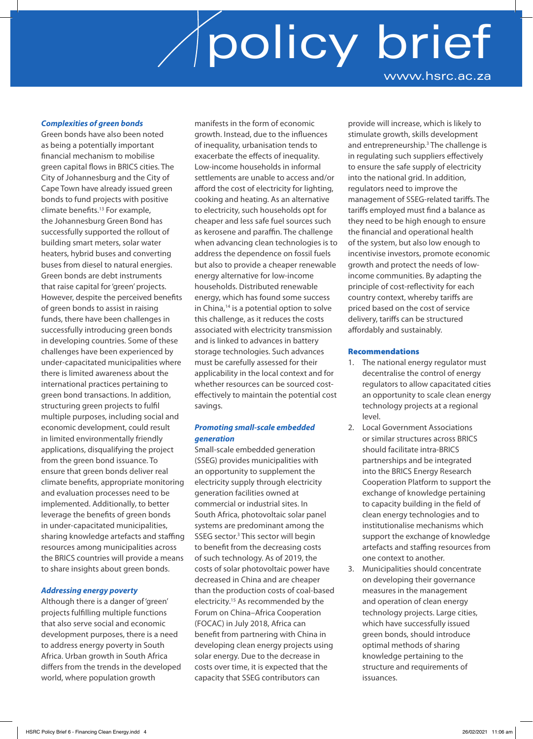### *Complexities of green bonds*

Green bonds have also been noted as being a potentially important financial mechanism to mobilise green capital flows in BRICS cities. The City of Johannesburg and the City of Cape Town have already issued green bonds to fund projects with positive climate benefits.[13] For example, the Johannesburg Green Bond has successfully supported the rollout of building smart meters, solar water heaters, hybrid buses and converting buses from diesel to natural energies. Green bonds are debt instruments that raise capital for 'green' projects. However, despite the perceived benefits of green bonds to assist in raising funds, there have been challenges in successfully introducing green bonds in developing countries. Some of these challenges have been experienced by under-capacitated municipalities where there is limited awareness about the international practices pertaining to green bond transactions. In addition, structuring green projects to fulfil multiple purposes, including social and economic development, could result in limited environmentally friendly applications, disqualifying the project from the green bond issuance. To ensure that green bonds deliver real climate benefits, appropriate monitoring and evaluation processes need to be implemented. Additionally, to better leverage the benefits of green bonds in under-capacitated municipalities, sharing knowledge artefacts and staffing resources among municipalities across the BRICS countries will provide a means to share insights about green bonds.

### *Addressing energy poverty*

Although there is a danger of 'green' projects fulfilling multiple functions that also serve social and economic development purposes, there is a need to address energy poverty in South Africa. Urban growth in South Africa differs from the trends in the developed world, where population growth manifests in the form of economic growth. Instead, due to the influences of inequality, urbanisation tends to exacerbate the effects of inequality. Low-income households in informal settlements are unable to access and/or afford the cost of electricity for lighting, cooking and heating. As an alternative to electricity, such households opt for cheaper and less safe fuel sources such as kerosene and paraffin. The challenge when advancing clean technologies is to address the dependence on fossil fuels but also to provide a cheaper renewable energy alternative for low-income households. Distributed renewable energy, which has found some success in China,[14] is a potential option to solve this challenge, as it reduces the costs associated with electricity transmission and is linked to advances in battery storage technologies. Such advances must be carefully assessed for their applicability in the local context and for whether resources can be sourced cost-effectively to maintain the potential cost savings.

### *Promoting small-scale embedded generation*

Small-scale embedded generation (SSEG) provides municipalities with an opportunity to supplement the electricity supply through electricity generation facilities owned at commercial or industrial sites. In South Africa, photovoltaic solar panel systems are predominant among the SSEG sector.[3] This sector will begin to benefit from the decreasing costs of such technology. As of 2019, the costs of solar photovoltaic power have decreased in China and are cheaper than the production costs of coal-based electricity.[15] As recommended by the Forum on China–Africa Cooperation (FOCAC) in July 2018, Africa can benefit from partnering with China in developing clean energy projects using solar energy. Due to the decrease in costs over time, it is expected that the capacity that SSEG contributors can provide will increase, which is likely to stimulate growth, skills development and entrepreneurship.[3] The challenge is in regulating such suppliers effectively to ensure the safe supply of electricity into the national grid. In addition, regulators need to improve the management of SSEG-related tariffs. The tariffs employed must find a balance as they need to be high enough to ensure the financial and operational health of the system, but also low enough to incentivise investors, promote economic growth and protect the needs of low-income communities. By adapting the principle of cost-reflectivity for each country context, whereby tariffs are priced based on the cost of service delivery, tariffs can be structured affordably and sustainably.

### Recommendations

1. The national energy regulator must decentralise the control of energy regulators to allow capacitated cities an opportunity to scale clean energy technology projects at a regional level.
2. Local Government Associations or similar structures across BRICS should facilitate intra-BRICS partnerships and be integrated into the BRICS Energy Research Cooperation Platform to support the exchange of knowledge pertaining to capacity building in the field of clean energy technologies and to institutionalise mechanisms which support the exchange of knowledge artefacts and staffing resources from one context to another.
3. Municipalities should concentrate on developing their governance measures in the management and operation of clean energy technology projects. Large cities, which have successfully issued green bonds, should introduce optimal methods of sharing knowledge pertaining to the structure and requirements of issuances.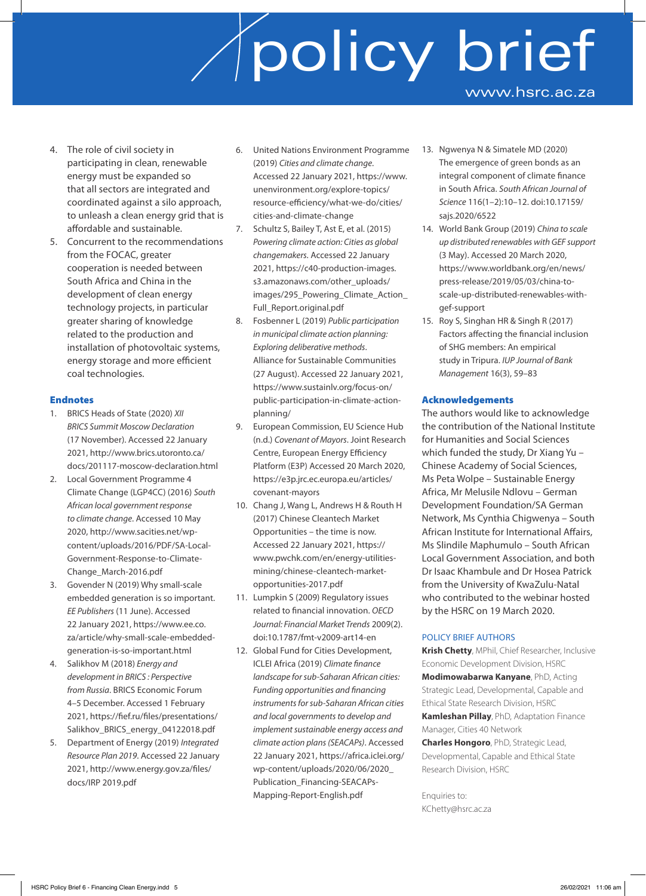4. The role of civil society in participating in clean, renewable energy must be expanded so that all sectors are integrated and coordinated against a silo approach, to unleash a clean energy grid that is affordable and sustainable.
5. Concurrent to the recommendations from the FOCAC, greater cooperation is needed between South Africa and China in the development of clean energy technology projects, in particular greater sharing of knowledge related to the production and installation of photovoltaic systems, energy storage and more efficient coal technologies.

## Endnotes

1. BRICS Heads of State (2020) *XII BRICS Summit Moscow Declaration* (17 November). Accessed 22 January 2021, http://www.brics.utoronto.ca/docs/201117-moscow-declaration.html
2. Local Government Programme 4 Climate Change (LGP4CC) (2016) *South African local government response to climate change*. Accessed 10 May 2020, http://www.sacities.net/wp-content/uploads/2016/PDF/SA-Local-Government-Response-to-Climate-Change_March-2016.pdf
3. Govender N (2019) Why small-scale embedded generation is so important. *EE Publishers* (11 June). Accessed 22 January 2021, https://www.ee.co.za/article/why-small-scale-embedded-generation-is-so-important.html
4. Salikhov M (2018) *Energy and development in BRICS : Perspective from Russia*. BRICS Economic Forum 4–5 December. Accessed 1 February 2021, https://fief.ru/files/presentations/Salikhov_BRICS_energy_04122018.pdf
5. Department of Energy (2019) *Integrated Resource Plan 2019*. Accessed 22 January 2021, http://www.energy.gov.za/files/docs/IRP 2019.pdf
6. United Nations Environment Programme (2019) *Cities and climate change*. Accessed 22 January 2021, https://www.unenvironment.org/explore-topics/resource-efficiency/what-we-do/cities/cities-and-climate-change
7. Schultz S, Bailey T, Ast E, et al. (2015) *Powering climate action: Cities as global changemakers*. Accessed 22 January 2021, https://c40-production-images.s3.amazonaws.com/other_uploads/images/295_Powering_Climate_Action_Full_Report.original.pdf
8. Fosbenner L (2019) *Public participation in municipal climate action planning: Exploring deliberative methods*. Alliance for Sustainable Communities (27 August). Accessed 22 January 2021, https://www.sustainlv.org/focus-on/public-participation-in-climate-action-planning/
9. European Commission, EU Science Hub (n.d.) *Covenant of Mayors*. Joint Research Centre, European Energy Efficiency Platform (E3P) Accessed 20 March 2020, https://e3p.jrc.ec.europa.eu/articles/covenant-mayors
10. Chang J, Wang L, Andrews H & Routh H (2017) Chinese Cleantech Market Opportunities – the time is now. Accessed 22 January 2021, https://www.pwchk.com/en/energy-utilities-mining/chinese-cleantech-market-opportunities-2017.pdf
11. Lumpkin S (2009) Regulatory issues related to financial innovation. *OECD Journal: Financial Market Trends* 2009(2). doi:10.1787/fmt-v2009-art14-en
12. Global Fund for Cities Development, ICLEI Africa (2019) *Climate finance landscape for sub-Saharan African cities: Funding opportunities and financing instruments for sub-Saharan African cities and local governments to develop and implement sustainable energy access and climate action plans (SEACAPs)*. Accessed 22 January 2021, https://africa.iclei.org/wp-content/uploads/2020/06/2020_Publication_Financing-SEACAPs-Mapping-Report-English.pdf
13. Ngwenya N & Simatele MD (2020) The emergence of green bonds as an integral component of climate finance in South Africa. *South African Journal of Science* 116(1–2):10–12. doi:10.17159/sajs.2020/6522
14. World Bank Group (2019) *China to scale up distributed renewables with GEF support* (3 May). Accessed 20 March 2020, https://www.worldbank.org/en/news/press-release/2019/05/03/china-to-scale-up-distributed-renewables-with-gef-support
15. Roy S, Singhan HR & Singh R (2017) Factors affecting the financial inclusion of SHG members: An empirical study in Tripura. *IUP Journal of Bank Management* 16(3), 59–83

## Acknowledgements

The authors would like to acknowledge the contribution of the National Institute for Humanities and Social Sciences which funded the study, Dr Xiang Yu – Chinese Academy of Social Sciences, Ms Peta Wolpe – Sustainable Energy Africa, Mr Melusile Ndlovu – German Development Foundation/SA German Network, Ms Cynthia Chigwenya – South African Institute for International Affairs, Ms Slindile Maphumulo – South African Local Government Association, and both Dr Isaac Khambule and Dr Hosea Patrick from the University of KwaZulu-Natal who contributed to the webinar hosted by the HSRC on 19 March 2020.

POLICY BRIEF AUTHORS

**Krish Chetty**, MPhil, Chief Researcher, Inclusive Economic Development Division, HSRC

**Modimowabarwa Kanyane**, PhD, Acting Strategic Lead, Developmental, Capable and Ethical State Research Division, HSRC

**Kamleshan Pillay**, PhD, Adaptation Finance Manager, Cities 40 Network

**Charles Hongoro**, PhD, Strategic Lead, Developmental, Capable and Ethical State Research Division, HSRC

Enquiries to:
KChetty@hsrc.ac.za